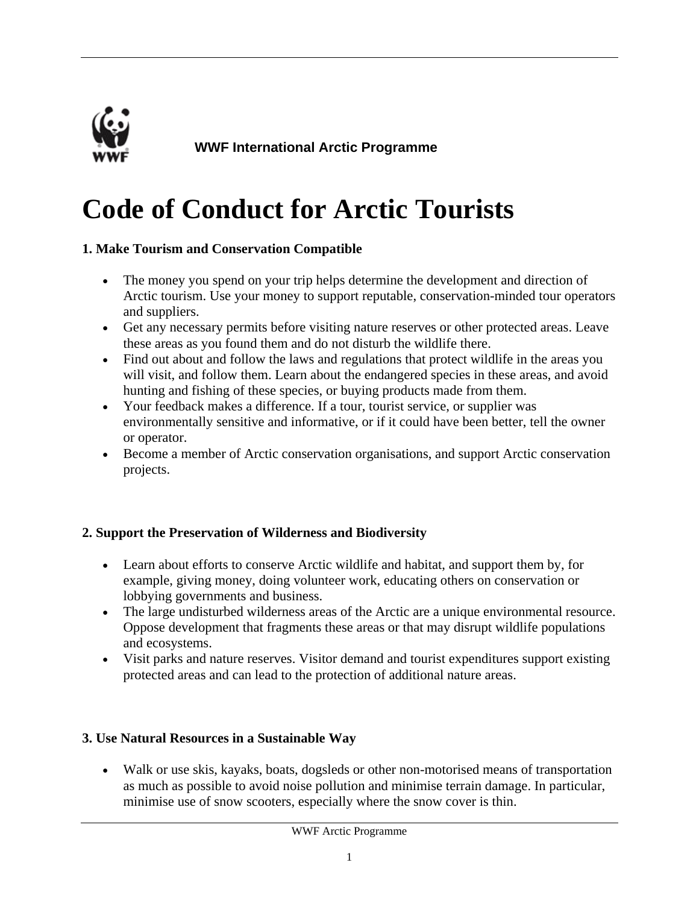**WWF International Arctic Programme**

# Code of Conduct for Arctic Tourists

### 1. Make Tourism and Conservation Compatible

- The money you spend on your trip helps determine the development and direction of Arctic tourism. Use your money to support reputable, conservation-minded tour operators and suppliers.
- Get any necessary permits before visiting nature reserves or other protected areas. Leave these areas as you found them and do not disturb the wildlife there.
- Find out about and follow the laws and regulations that protect wildlife in the areas you will visit, and follow them. Learn about the endangered species in these areas, and avoid hunting and fishing of these species, or buying products made from them.
- Your feedback makes a difference. If a tour, tourist service, or supplier was environmentally sensitive and informative, or if it could have been better, tell the owner or operator.
- Become a member of Arctic conservation organisations, and support Arctic conservation projects.

### 2. Support the Preservation of Wilderness and Biodiversity

- Learn about efforts to conserve Arctic wildlife and habitat, and support them by, for example, giving money, doing volunteer work, educating others on conservation or lobbying governments and business.
- The large undisturbed wilderness areas of the Arctic are a unique environmental resource. Oppose development that fragments these areas or that may disrupt wildlife populations and ecosystems.
- Visit parks and nature reserves. Visitor demand and tourist expenditures support existing protected areas and can lead to the protection of additional nature areas.

### 3. Use Natural Resources in a Sustainable Way

- Walk or use skis, kayaks, boats, dogsleds or other non-motorised means of transportation as much as possible to avoid noise pollution and minimise terrain damage. In particular, minimise use of snow scooters, especially where the snow cover is thin.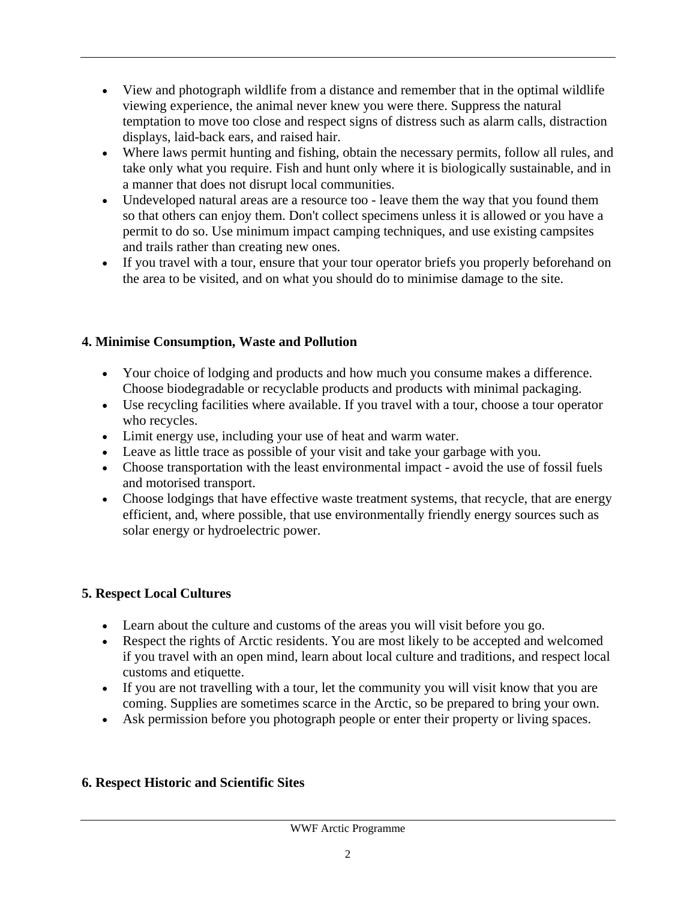- View and photograph wildlife from a distance and remember that in the optimal wildlife viewing experience, the animal never knew you were there. Suppress the natural temptation to move too close and respect signs of distress such as alarm calls, distraction displays, laid-back ears, and raised hair.
- Where laws permit hunting and fishing, obtain the necessary permits, follow all rules, and take only what you require. Fish and hunt only where it is biologically sustainable, and in a manner that does not disrupt local communities.
- Undeveloped natural areas are a resource too - leave them the way that you found them so that others can enjoy them. Don't collect specimens unless it is allowed or you have a permit to do so. Use minimum impact camping techniques, and use existing campsites and trails rather than creating new ones.
- If you travel with a tour, ensure that your tour operator briefs you properly beforehand on the area to be visited, and on what you should do to minimise damage to the site.

## 4. Minimise Consumption, Waste and Pollution

- Your choice of lodging and products and how much you consume makes a difference. Choose biodegradable or recyclable products and products with minimal packaging.
- Use recycling facilities where available. If you travel with a tour, choose a tour operator who recycles.
- Limit energy use, including your use of heat and warm water.
- Leave as little trace as possible of your visit and take your garbage with you.
- Choose transportation with the least environmental impact - avoid the use of fossil fuels and motorised transport.
- Choose lodgings that have effective waste treatment systems, that recycle, that are energy efficient, and, where possible, that use environmentally friendly energy sources such as solar energy or hydroelectric power.

## 5. Respect Local Cultures

- Learn about the culture and customs of the areas you will visit before you go.
- Respect the rights of Arctic residents. You are most likely to be accepted and welcomed if you travel with an open mind, learn about local culture and traditions, and respect local customs and etiquette.
- If you are not travelling with a tour, let the community you will visit know that you are coming. Supplies are sometimes scarce in the Arctic, so be prepared to bring your own.
- Ask permission before you photograph people or enter their property or living spaces.

## 6. Respect Historic and Scientific Sites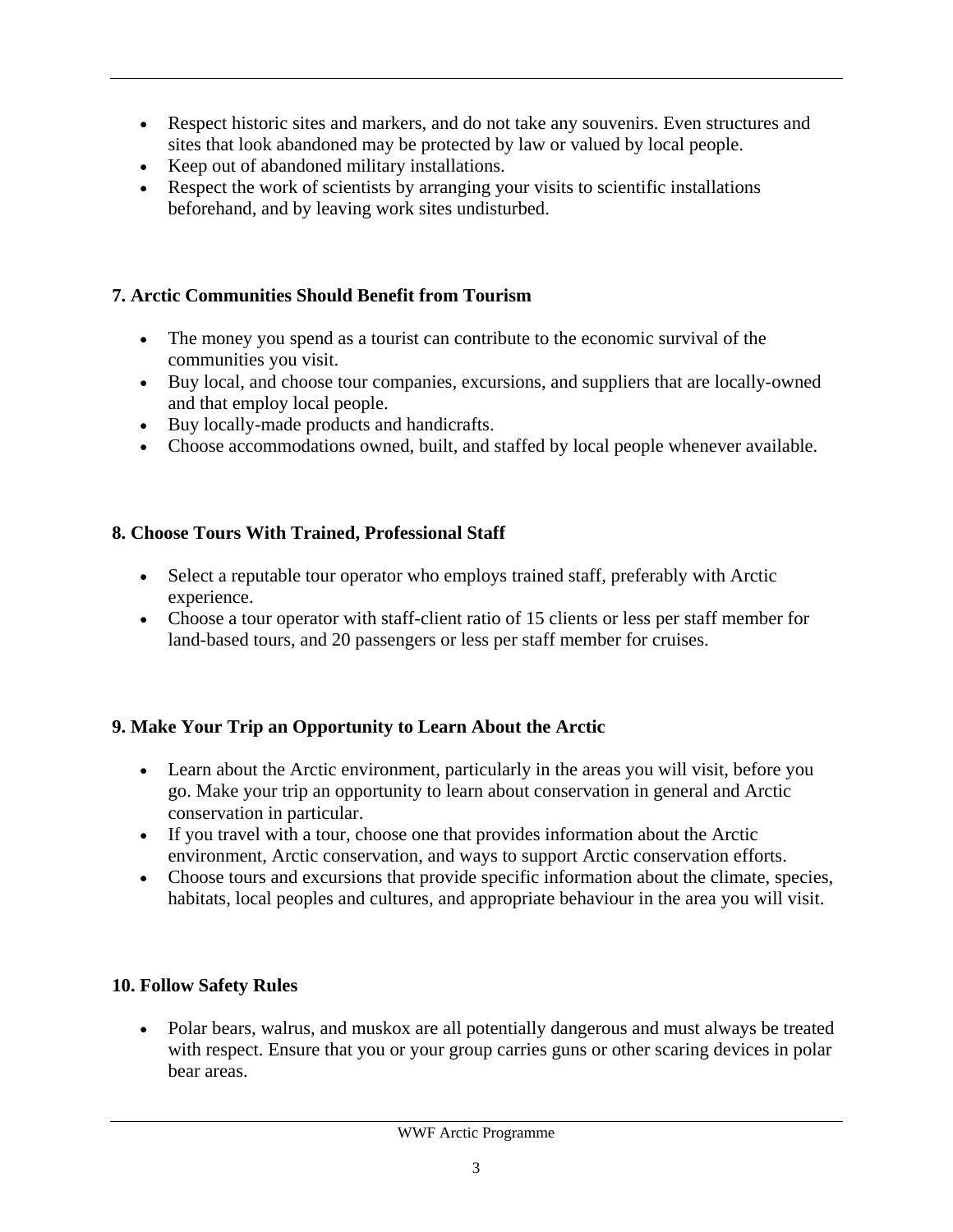- Respect historic sites and markers, and do not take any souvenirs. Even structures and sites that look abandoned may be protected by law or valued by local people.
- Keep out of abandoned military installations.
- Respect the work of scientists by arranging your visits to scientific installations beforehand, and by leaving work sites undisturbed.

### 7. Arctic Communities Should Benefit from Tourism

- The money you spend as a tourist can contribute to the economic survival of the communities you visit.
- Buy local, and choose tour companies, excursions, and suppliers that are locally-owned and that employ local people.
- Buy locally-made products and handicrafts.
- Choose accommodations owned, built, and staffed by local people whenever available.

### 8. Choose Tours With Trained, Professional Staff

- Select a reputable tour operator who employs trained staff, preferably with Arctic experience.
- Choose a tour operator with staff-client ratio of 15 clients or less per staff member for land-based tours, and 20 passengers or less per staff member for cruises.

### 9. Make Your Trip an Opportunity to Learn About the Arctic

- Learn about the Arctic environment, particularly in the areas you will visit, before you go. Make your trip an opportunity to learn about conservation in general and Arctic conservation in particular.
- If you travel with a tour, choose one that provides information about the Arctic environment, Arctic conservation, and ways to support Arctic conservation efforts.
- Choose tours and excursions that provide specific information about the climate, species, habitats, local peoples and cultures, and appropriate behaviour in the area you will visit.

### 10. Follow Safety Rules

- Polar bears, walrus, and muskox are all potentially dangerous and must always be treated with respect. Ensure that you or your group carries guns or other scaring devices in polar bear areas.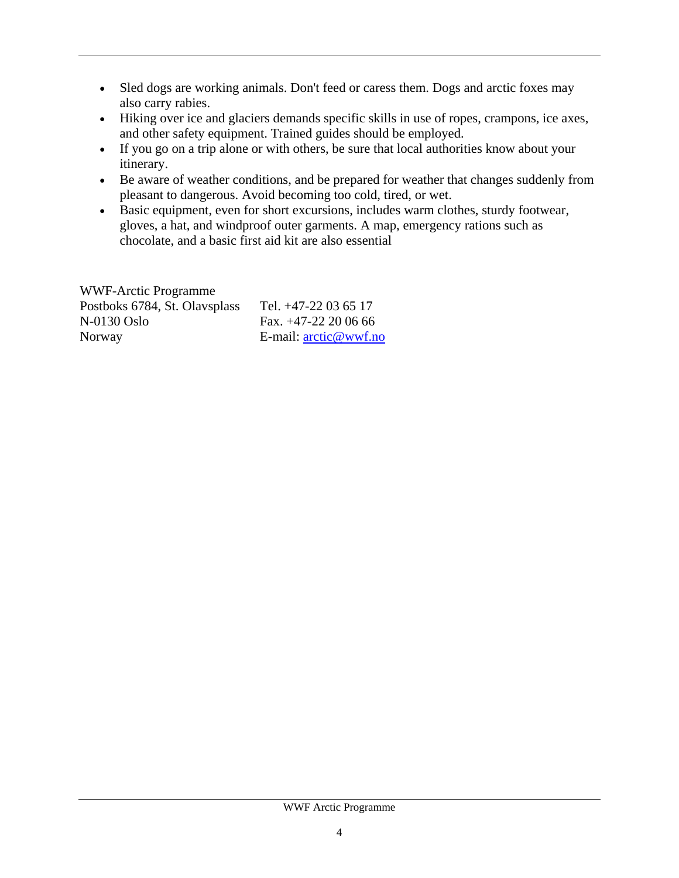- Sled dogs are working animals. Don't feed or caress them. Dogs and arctic foxes may also carry rabies.
- Hiking over ice and glaciers demands specific skills in use of ropes, crampons, ice axes, and other safety equipment. Trained guides should be employed.
- If you go on a trip alone or with others, be sure that local authorities know about your itinerary.
- Be aware of weather conditions, and be prepared for weather that changes suddenly from pleasant to dangerous. Avoid becoming too cold, tired, or wet.
- Basic equipment, even for short excursions, includes warm clothes, sturdy footwear, gloves, a hat, and windproof outer garments. A map, emergency rations such as chocolate, and a basic first aid kit are also essential

WWF-Arctic Programme
Postboks 6784, St. Olavsplass
N-0130 Oslo
Norway

Tel. +47-22 03 65 17
Fax. +47-22 20 06 66
E-mail: arctic@wwf.no